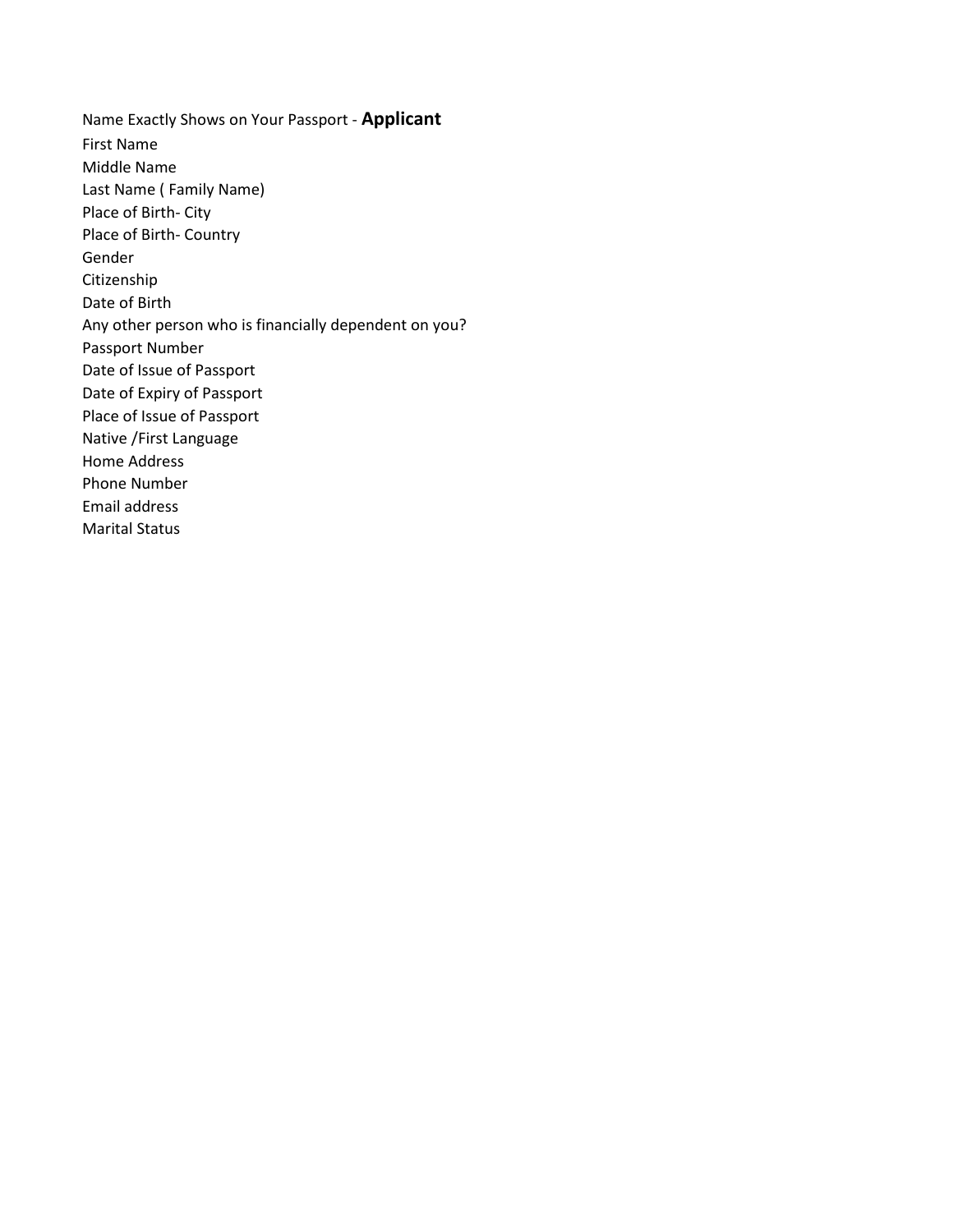Name Exactly Shows on Your Passport - **Applicant**

First Name

Middle Name

Last Name ( Family Name)

Place of Birth- City

Place of Birth- Country

Gender

Citizenship

Date of Birth

Any other person who is financially dependent on you?

Passport Number

Date of Issue of Passport

Date of Expiry of Passport

Place of Issue of Passport

Native /First Language

Home Address

Phone Number

Email address

Marital Status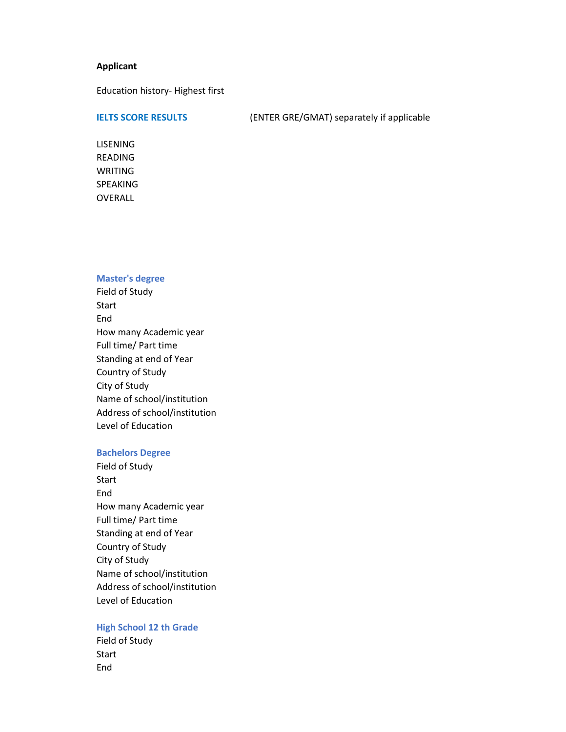**Applicant**

Education history- Highest first

**IELTS SCORE RESULTS** (ENTER GRE/GMAT) separately if applicable

LISENING
READING
WRITING
SPEAKING
OVERALL

**Master's degree**

Field of Study
Start
End
How many Academic year
Full time/ Part time
Standing at end of Year
Country of Study
City of Study
Name of school/institution
Address of school/institution
Level of Education

**Bachelors Degree**

Field of Study
Start
End
How many Academic year
Full time/ Part time
Standing at end of Year
Country of Study
City of Study
Name of school/institution
Address of school/institution
Level of Education

**High School 12 th Grade**

Field of Study
Start
End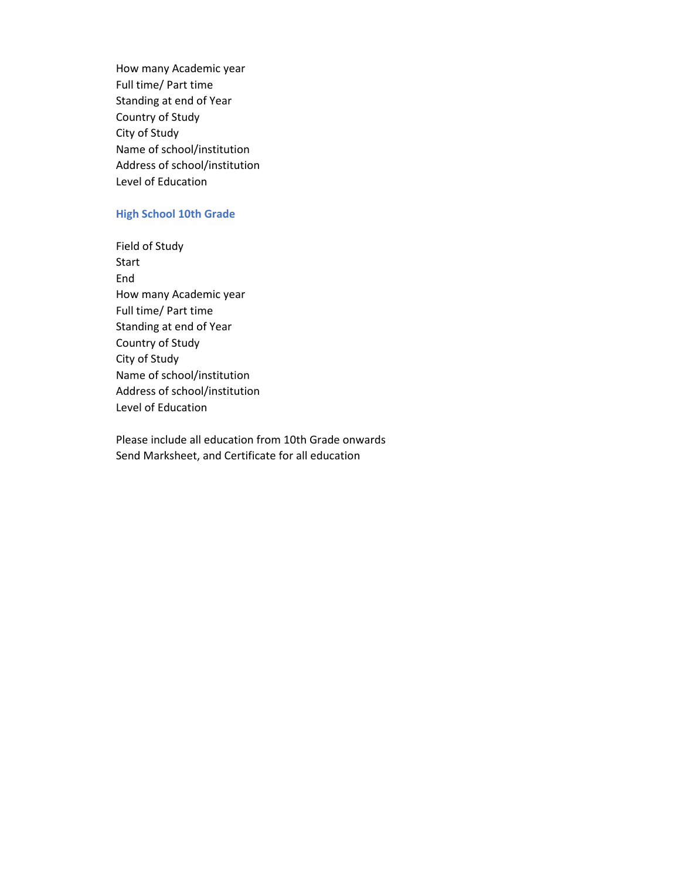How many Academic year
Full time/ Part time
Standing at end of Year
Country of Study
City of Study
Name of school/institution
Address of school/institution
Level of Education

### High School 10th Grade

Field of Study
Start
End
How many Academic year
Full time/ Part time
Standing at end of Year
Country of Study
City of Study
Name of school/institution
Address of school/institution
Level of Education

Please include all education from 10th Grade onwards
Send Marksheet, and Certificate for all education